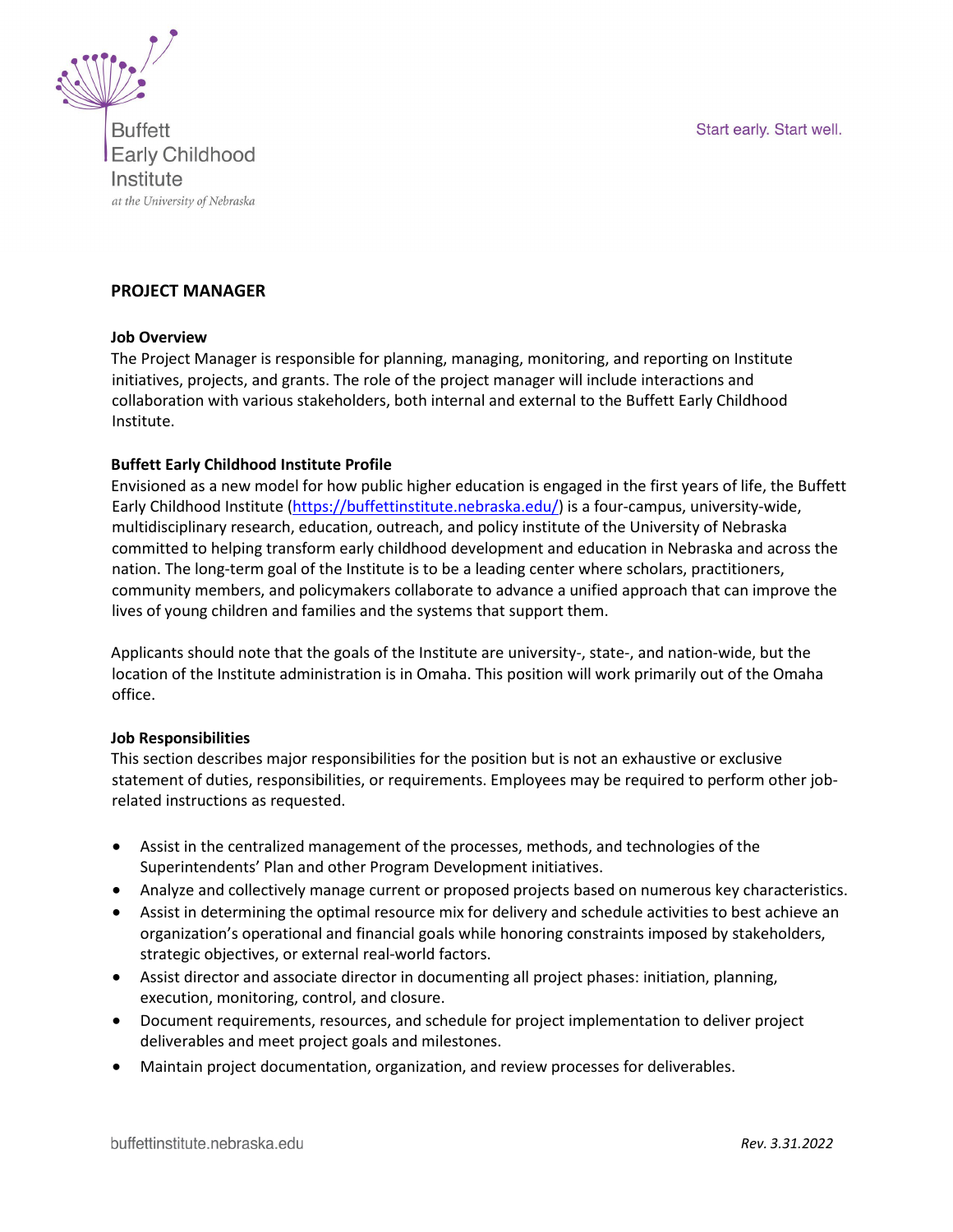Buffett Early Childhood Institute
*at the University of Nebraska*

Start early. Start well.

# PROJECT MANAGER

**Job Overview**

The Project Manager is responsible for planning, managing, monitoring, and reporting on Institute initiatives, projects, and grants. The role of the project manager will include interactions and collaboration with various stakeholders, both internal and external to the Buffett Early Childhood Institute.

**Buffett Early Childhood Institute Profile**

Envisioned as a new model for how public higher education is engaged in the first years of life, the Buffett Early Childhood Institute (https://buffettinstitute.nebraska.edu/) is a four-campus, university-wide, multidisciplinary research, education, outreach, and policy institute of the University of Nebraska committed to helping transform early childhood development and education in Nebraska and across the nation. The long-term goal of the Institute is to be a leading center where scholars, practitioners, community members, and policymakers collaborate to advance a unified approach that can improve the lives of young children and families and the systems that support them.

Applicants should note that the goals of the Institute are university-, state-, and nation-wide, but the location of the Institute administration is in Omaha. This position will work primarily out of the Omaha office.

**Job Responsibilities**

This section describes major responsibilities for the position but is not an exhaustive or exclusive statement of duties, responsibilities, or requirements. Employees may be required to perform other job-related instructions as requested.

- Assist in the centralized management of the processes, methods, and technologies of the Superintendents' Plan and other Program Development initiatives.
- Analyze and collectively manage current or proposed projects based on numerous key characteristics.
- Assist in determining the optimal resource mix for delivery and schedule activities to best achieve an organization's operational and financial goals while honoring constraints imposed by stakeholders, strategic objectives, or external real-world factors.
- Assist director and associate director in documenting all project phases: initiation, planning, execution, monitoring, control, and closure.
- Document requirements, resources, and schedule for project implementation to deliver project deliverables and meet project goals and milestones.
- Maintain project documentation, organization, and review processes for deliverables.

buffettinstitute.nebraska.edu

*Rev. 3.31.2022*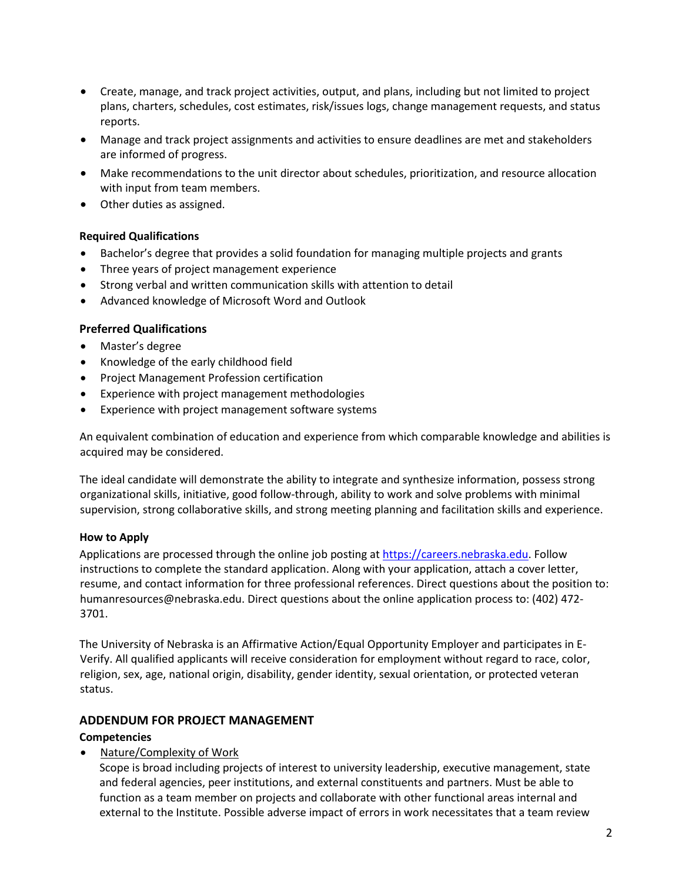- Create, manage, and track project activities, output, and plans, including but not limited to project plans, charters, schedules, cost estimates, risk/issues logs, change management requests, and status reports.
- Manage and track project assignments and activities to ensure deadlines are met and stakeholders are informed of progress.
- Make recommendations to the unit director about schedules, prioritization, and resource allocation with input from team members.
- Other duties as assigned.

**Required Qualifications**

- Bachelor's degree that provides a solid foundation for managing multiple projects and grants
- Three years of project management experience
- Strong verbal and written communication skills with attention to detail
- Advanced knowledge of Microsoft Word and Outlook

**Preferred Qualifications**

- Master's degree
- Knowledge of the early childhood field
- Project Management Profession certification
- Experience with project management methodologies
- Experience with project management software systems

An equivalent combination of education and experience from which comparable knowledge and abilities is acquired may be considered.

The ideal candidate will demonstrate the ability to integrate and synthesize information, possess strong organizational skills, initiative, good follow-through, ability to work and solve problems with minimal supervision, strong collaborative skills, and strong meeting planning and facilitation skills and experience.

**How to Apply**

Applications are processed through the online job posting at https://careers.nebraska.edu. Follow instructions to complete the standard application. Along with your application, attach a cover letter, resume, and contact information for three professional references. Direct questions about the position to: humanresources@nebraska.edu. Direct questions about the online application process to: (402) 472-3701.

The University of Nebraska is an Affirmative Action/Equal Opportunity Employer and participates in E-Verify. All qualified applicants will receive consideration for employment without regard to race, color, religion, sex, age, national origin, disability, gender identity, sexual orientation, or protected veteran status.

## ADDENDUM FOR PROJECT MANAGEMENT

**Competencies**

- Nature/Complexity of Work
  Scope is broad including projects of interest to university leadership, executive management, state and federal agencies, peer institutions, and external constituents and partners. Must be able to function as a team member on projects and collaborate with other functional areas internal and external to the Institute. Possible adverse impact of errors in work necessitates that a team review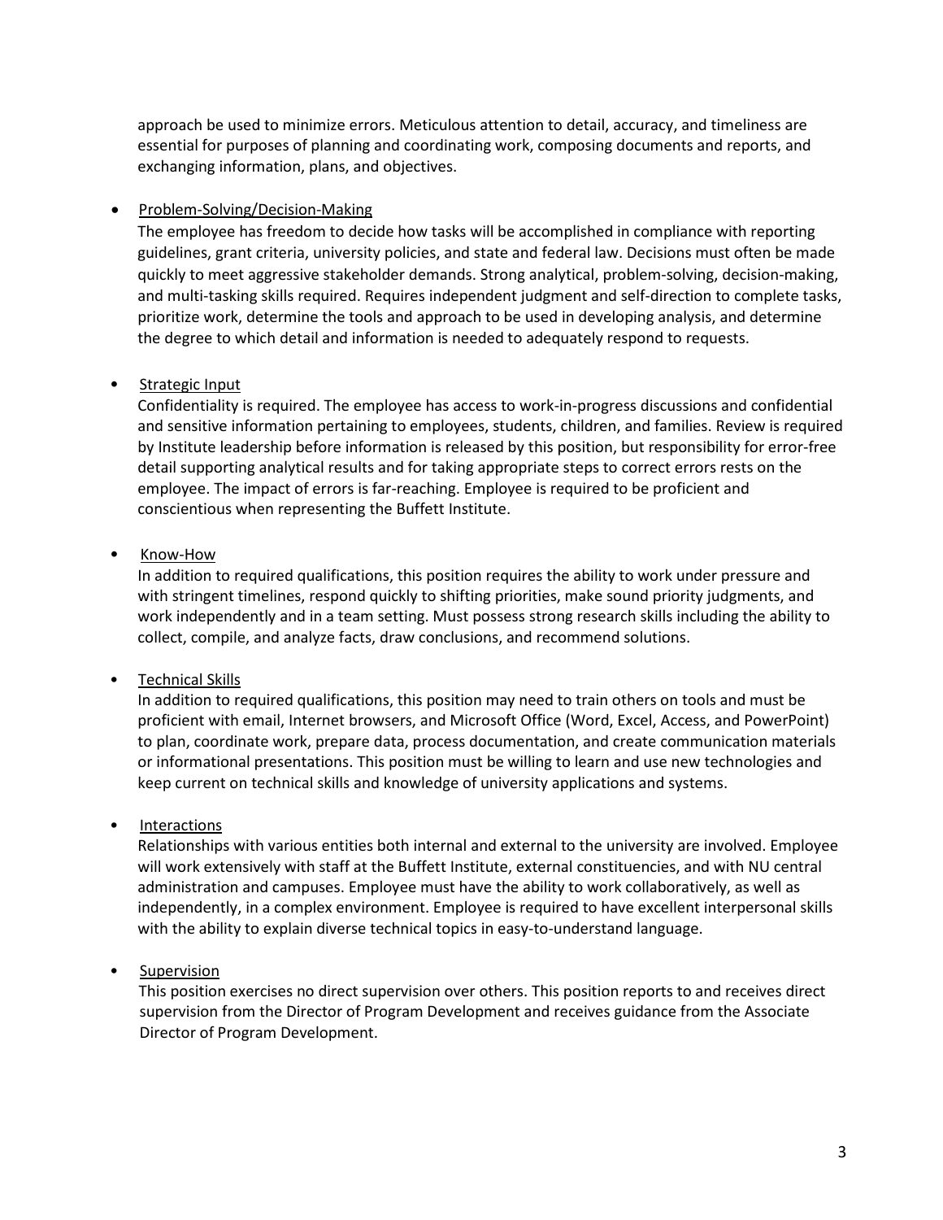approach be used to minimize errors. Meticulous attention to detail, accuracy, and timeliness are essential for purposes of planning and coordinating work, composing documents and reports, and exchanging information, plans, and objectives.

- Problem-Solving/Decision-Making
  The employee has freedom to decide how tasks will be accomplished in compliance with reporting guidelines, grant criteria, university policies, and state and federal law. Decisions must often be made quickly to meet aggressive stakeholder demands. Strong analytical, problem-solving, decision-making, and multi-tasking skills required. Requires independent judgment and self-direction to complete tasks, prioritize work, determine the tools and approach to be used in developing analysis, and determine the degree to which detail and information is needed to adequately respond to requests.

- Strategic Input
  Confidentiality is required. The employee has access to work-in-progress discussions and confidential and sensitive information pertaining to employees, students, children, and families. Review is required by Institute leadership before information is released by this position, but responsibility for error-free detail supporting analytical results and for taking appropriate steps to correct errors rests on the employee. The impact of errors is far-reaching. Employee is required to be proficient and conscientious when representing the Buffett Institute.

- Know-How
  In addition to required qualifications, this position requires the ability to work under pressure and with stringent timelines, respond quickly to shifting priorities, make sound priority judgments, and work independently and in a team setting. Must possess strong research skills including the ability to collect, compile, and analyze facts, draw conclusions, and recommend solutions.

- Technical Skills
  In addition to required qualifications, this position may need to train others on tools and must be proficient with email, Internet browsers, and Microsoft Office (Word, Excel, Access, and PowerPoint) to plan, coordinate work, prepare data, process documentation, and create communication materials or informational presentations. This position must be willing to learn and use new technologies and keep current on technical skills and knowledge of university applications and systems.

- Interactions
  Relationships with various entities both internal and external to the university are involved. Employee will work extensively with staff at the Buffett Institute, external constituencies, and with NU central administration and campuses. Employee must have the ability to work collaboratively, as well as independently, in a complex environment. Employee is required to have excellent interpersonal skills with the ability to explain diverse technical topics in easy-to-understand language.

- Supervision
  This position exercises no direct supervision over others. This position reports to and receives direct supervision from the Director of Program Development and receives guidance from the Associate Director of Program Development.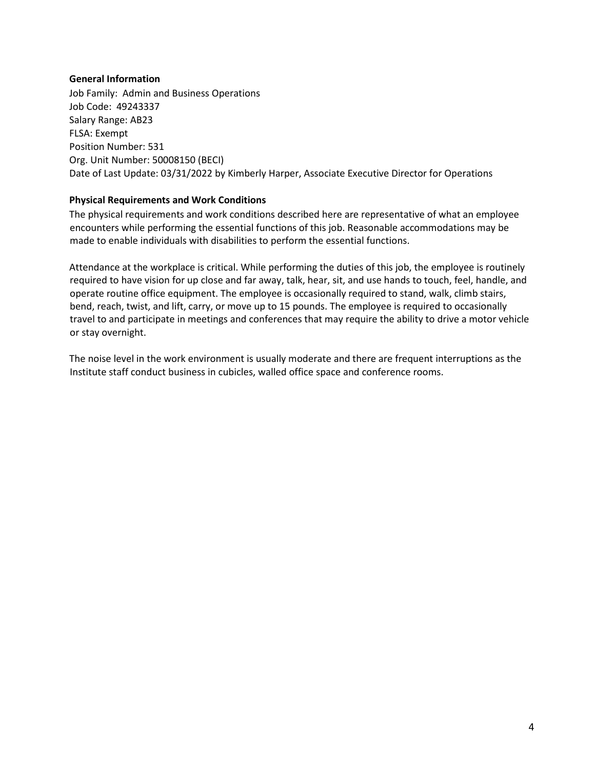**General Information**

Job Family: Admin and Business Operations
Job Code: 49243337
Salary Range: AB23
FLSA: Exempt
Position Number: 531
Org. Unit Number: 50008150 (BECI)
Date of Last Update: 03/31/2022 by Kimberly Harper, Associate Executive Director for Operations

**Physical Requirements and Work Conditions**

The physical requirements and work conditions described here are representative of what an employee encounters while performing the essential functions of this job. Reasonable accommodations may be made to enable individuals with disabilities to perform the essential functions.

Attendance at the workplace is critical. While performing the duties of this job, the employee is routinely required to have vision for up close and far away, talk, hear, sit, and use hands to touch, feel, handle, and operate routine office equipment. The employee is occasionally required to stand, walk, climb stairs, bend, reach, twist, and lift, carry, or move up to 15 pounds. The employee is required to occasionally travel to and participate in meetings and conferences that may require the ability to drive a motor vehicle or stay overnight.

The noise level in the work environment is usually moderate and there are frequent interruptions as the Institute staff conduct business in cubicles, walled office space and conference rooms.